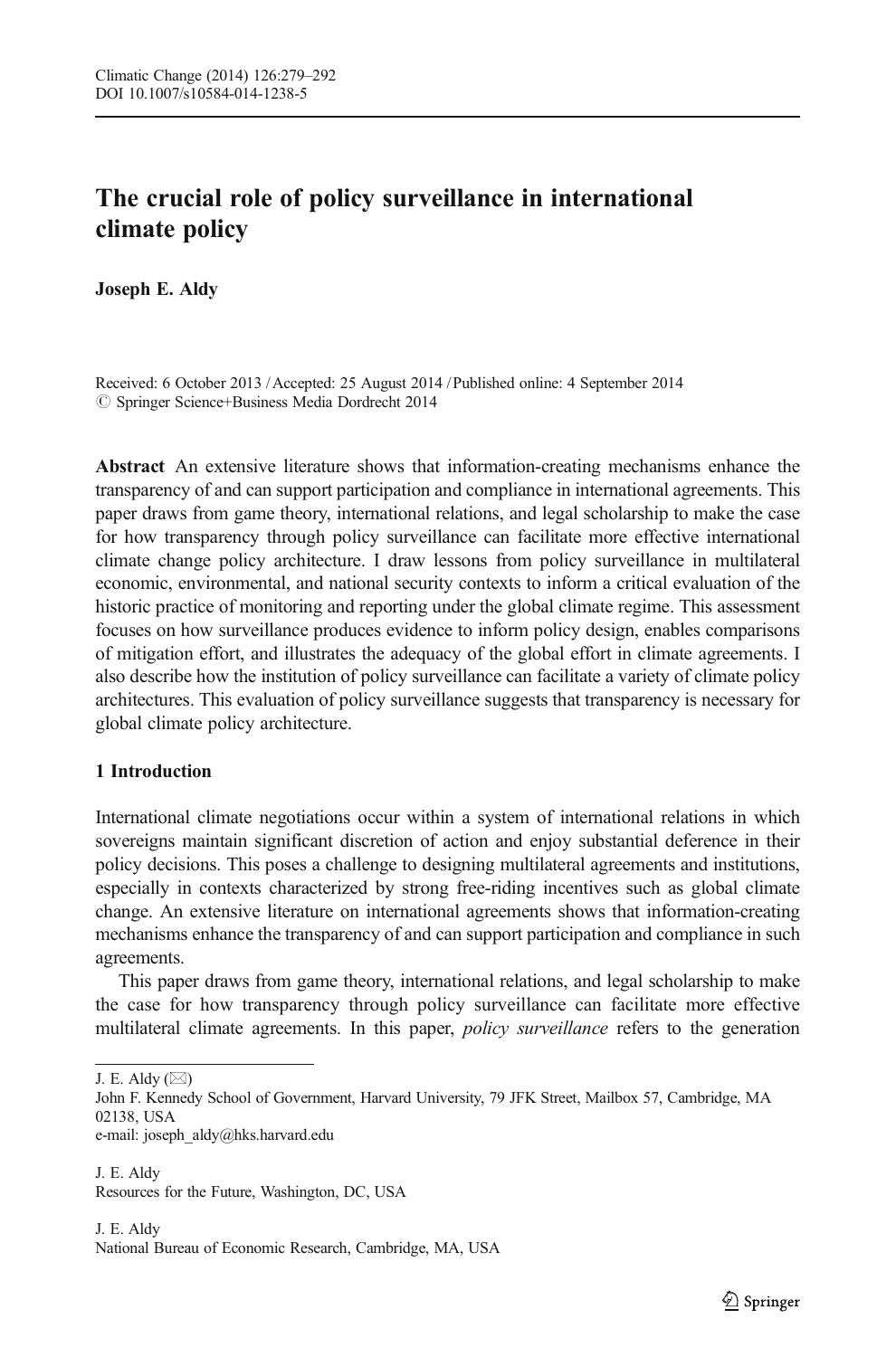# The crucial role of policy surveillance in international climate policy

**Joseph E. Aldy**

Received: 6 October 2013 / Accepted: 25 August 2014 / Published online: 4 September 2014
© Springer Science+Business Media Dordrecht 2014

**Abstract** An extensive literature shows that information-creating mechanisms enhance the transparency of and can support participation and compliance in international agreements. This paper draws from game theory, international relations, and legal scholarship to make the case for how transparency through policy surveillance can facilitate more effective international climate change policy architecture. I draw lessons from policy surveillance in multilateral economic, environmental, and national security contexts to inform a critical evaluation of the historic practice of monitoring and reporting under the global climate regime. This assessment focuses on how surveillance produces evidence to inform policy design, enables comparisons of mitigation effort, and illustrates the adequacy of the global effort in climate agreements. I also describe how the institution of policy surveillance can facilitate a variety of climate policy architectures. This evaluation of policy surveillance suggests that transparency is necessary for global climate policy architecture.

## 1 Introduction

International climate negotiations occur within a system of international relations in which sovereigns maintain significant discretion of action and enjoy substantial deference in their policy decisions. This poses a challenge to designing multilateral agreements and institutions, especially in contexts characterized by strong free-riding incentives such as global climate change. An extensive literature on international agreements shows that information-creating mechanisms enhance the transparency of and can support participation and compliance in such agreements.

This paper draws from game theory, international relations, and legal scholarship to make the case for how transparency through policy surveillance can facilitate more effective multilateral climate agreements. In this paper, *policy surveillance* refers to the generation

J. E. Aldy (✉)
John F. Kennedy School of Government, Harvard University, 79 JFK Street, Mailbox 57, Cambridge, MA 02138, USA
e-mail: joseph_aldy@hks.harvard.edu

J. E. Aldy
Resources for the Future, Washington, DC, USA

J. E. Aldy
National Bureau of Economic Research, Cambridge, MA, USA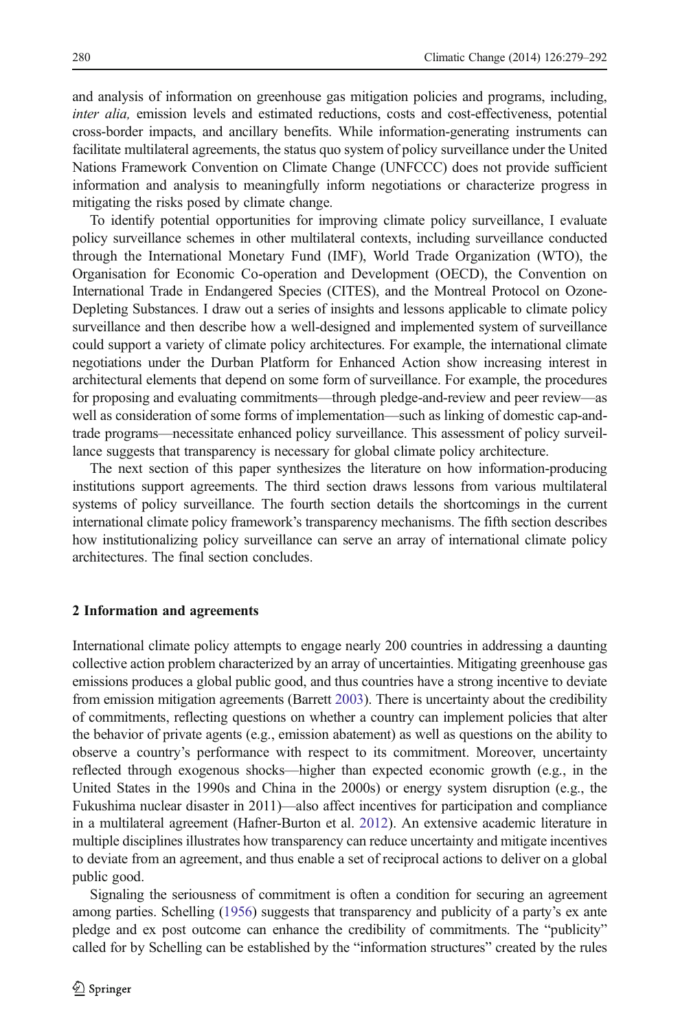and analysis of information on greenhouse gas mitigation policies and programs, including, *inter alia,* emission levels and estimated reductions, costs and cost-effectiveness, potential cross-border impacts, and ancillary benefits. While information-generating instruments can facilitate multilateral agreements, the status quo system of policy surveillance under the United Nations Framework Convention on Climate Change (UNFCCC) does not provide sufficient information and analysis to meaningfully inform negotiations or characterize progress in mitigating the risks posed by climate change.

To identify potential opportunities for improving climate policy surveillance, I evaluate policy surveillance schemes in other multilateral contexts, including surveillance conducted through the International Monetary Fund (IMF), World Trade Organization (WTO), the Organisation for Economic Co-operation and Development (OECD), the Convention on International Trade in Endangered Species (CITES), and the Montreal Protocol on Ozone-Depleting Substances. I draw out a series of insights and lessons applicable to climate policy surveillance and then describe how a well-designed and implemented system of surveillance could support a variety of climate policy architectures. For example, the international climate negotiations under the Durban Platform for Enhanced Action show increasing interest in architectural elements that depend on some form of surveillance. For example, the procedures for proposing and evaluating commitments—through pledge-and-review and peer review—as well as consideration of some forms of implementation—such as linking of domestic cap-and-trade programs—necessitate enhanced policy surveillance. This assessment of policy surveillance suggests that transparency is necessary for global climate policy architecture.

The next section of this paper synthesizes the literature on how information-producing institutions support agreements. The third section draws lessons from various multilateral systems of policy surveillance. The fourth section details the shortcomings in the current international climate policy framework's transparency mechanisms. The fifth section describes how institutionalizing policy surveillance can serve an array of international climate policy architectures. The final section concludes.

## 2 Information and agreements

International climate policy attempts to engage nearly 200 countries in addressing a daunting collective action problem characterized by an array of uncertainties. Mitigating greenhouse gas emissions produces a global public good, and thus countries have a strong incentive to deviate from emission mitigation agreements (Barrett 2003). There is uncertainty about the credibility of commitments, reflecting questions on whether a country can implement policies that alter the behavior of private agents (e.g., emission abatement) as well as questions on the ability to observe a country's performance with respect to its commitment. Moreover, uncertainty reflected through exogenous shocks—higher than expected economic growth (e.g., in the United States in the 1990s and China in the 2000s) or energy system disruption (e.g., the Fukushima nuclear disaster in 2011)—also affect incentives for participation and compliance in a multilateral agreement (Hafner-Burton et al. 2012). An extensive academic literature in multiple disciplines illustrates how transparency can reduce uncertainty and mitigate incentives to deviate from an agreement, and thus enable a set of reciprocal actions to deliver on a global public good.

Signaling the seriousness of commitment is often a condition for securing an agreement among parties. Schelling (1956) suggests that transparency and publicity of a party's ex ante pledge and ex post outcome can enhance the credibility of commitments. The "publicity" called for by Schelling can be established by the "information structures" created by the rules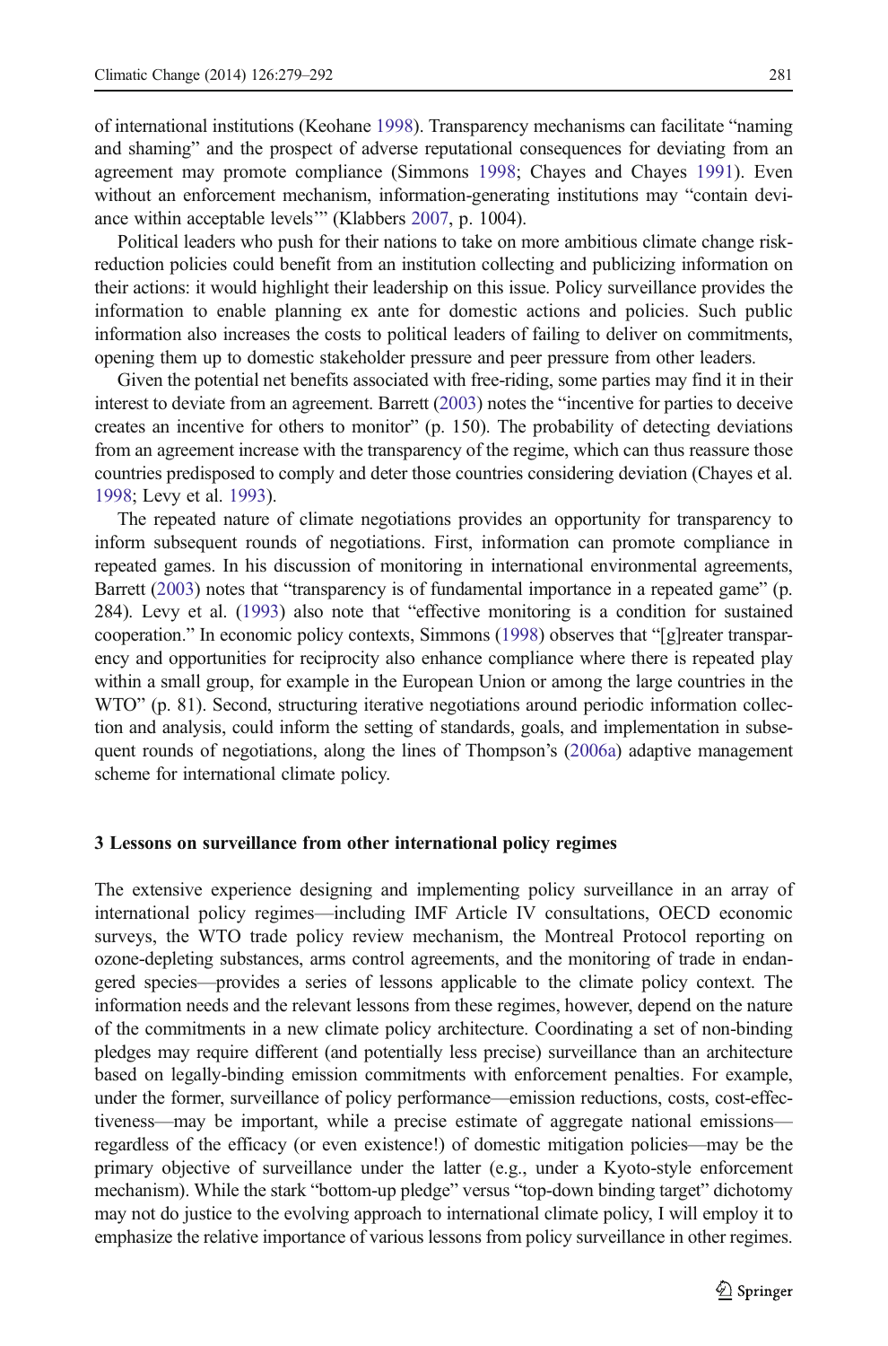of international institutions (Keohane 1998). Transparency mechanisms can facilitate "naming and shaming" and the prospect of adverse reputational consequences for deviating from an agreement may promote compliance (Simmons 1998; Chayes and Chayes 1991). Even without an enforcement mechanism, information-generating institutions may "contain deviance within acceptable levels'" (Klabbers 2007, p. 1004).

Political leaders who push for their nations to take on more ambitious climate change risk-reduction policies could benefit from an institution collecting and publicizing information on their actions: it would highlight their leadership on this issue. Policy surveillance provides the information to enable planning ex ante for domestic actions and policies. Such public information also increases the costs to political leaders of failing to deliver on commitments, opening them up to domestic stakeholder pressure and peer pressure from other leaders.

Given the potential net benefits associated with free-riding, some parties may find it in their interest to deviate from an agreement. Barrett (2003) notes the "incentive for parties to deceive creates an incentive for others to monitor" (p. 150). The probability of detecting deviations from an agreement increase with the transparency of the regime, which can thus reassure those countries predisposed to comply and deter those countries considering deviation (Chayes et al. 1998; Levy et al. 1993).

The repeated nature of climate negotiations provides an opportunity for transparency to inform subsequent rounds of negotiations. First, information can promote compliance in repeated games. In his discussion of monitoring in international environmental agreements, Barrett (2003) notes that "transparency is of fundamental importance in a repeated game" (p. 284). Levy et al. (1993) also note that "effective monitoring is a condition for sustained cooperation." In economic policy contexts, Simmons (1998) observes that "[g]reater transparency and opportunities for reciprocity also enhance compliance where there is repeated play within a small group, for example in the European Union or among the large countries in the WTO" (p. 81). Second, structuring iterative negotiations around periodic information collection and analysis, could inform the setting of standards, goals, and implementation in subsequent rounds of negotiations, along the lines of Thompson's (2006a) adaptive management scheme for international climate policy.

## 3 Lessons on surveillance from other international policy regimes

The extensive experience designing and implementing policy surveillance in an array of international policy regimes—including IMF Article IV consultations, OECD economic surveys, the WTO trade policy review mechanism, the Montreal Protocol reporting on ozone-depleting substances, arms control agreements, and the monitoring of trade in endangered species—provides a series of lessons applicable to the climate policy context. The information needs and the relevant lessons from these regimes, however, depend on the nature of the commitments in a new climate policy architecture. Coordinating a set of non-binding pledges may require different (and potentially less precise) surveillance than an architecture based on legally-binding emission commitments with enforcement penalties. For example, under the former, surveillance of policy performance—emission reductions, costs, cost-effectiveness—may be important, while a precise estimate of aggregate national emissions—regardless of the efficacy (or even existence!) of domestic mitigation policies—may be the primary objective of surveillance under the latter (e.g., under a Kyoto-style enforcement mechanism). While the stark "bottom-up pledge" versus "top-down binding target" dichotomy may not do justice to the evolving approach to international climate policy, I will employ it to emphasize the relative importance of various lessons from policy surveillance in other regimes.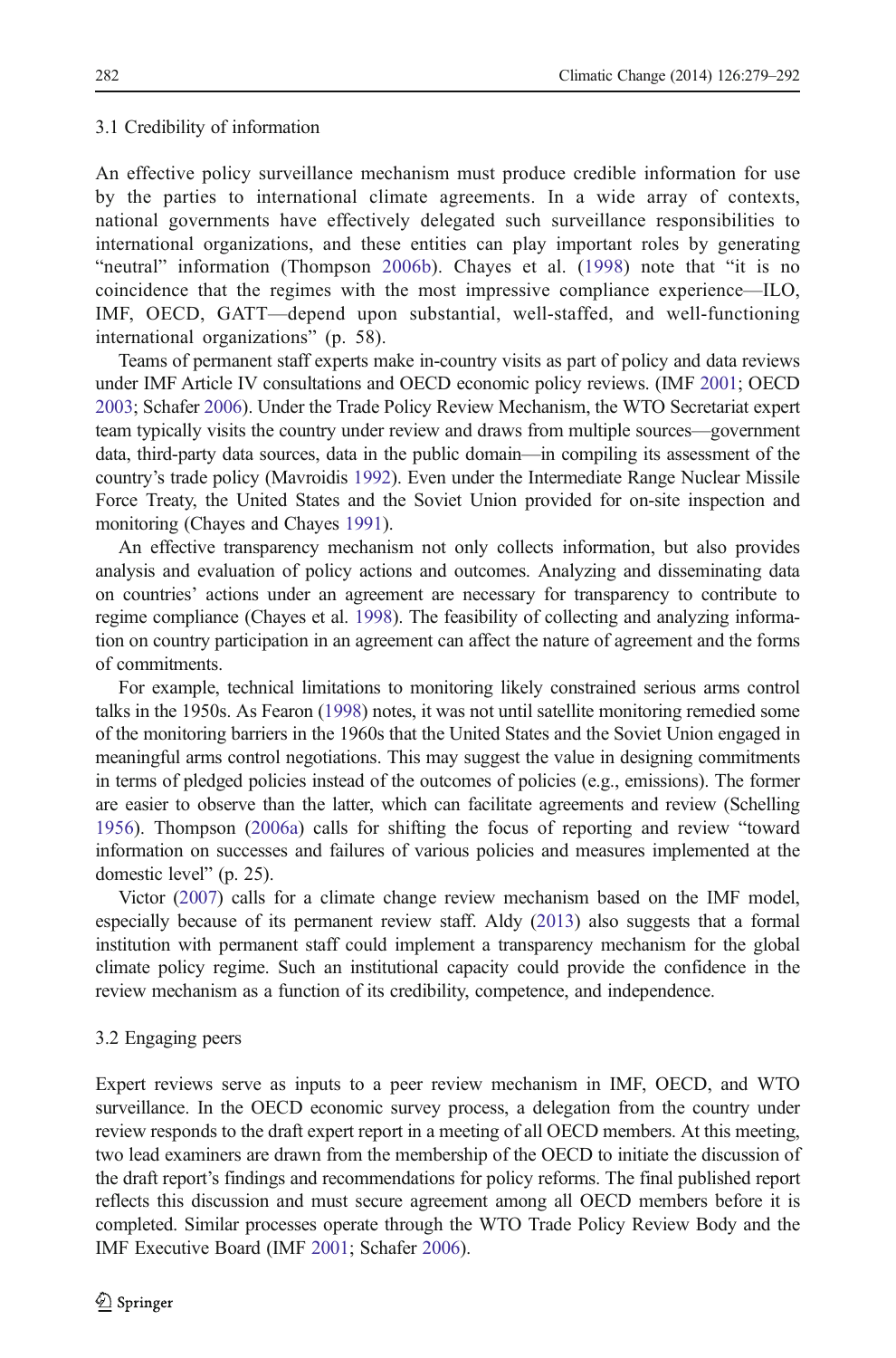### 3.1 Credibility of information

An effective policy surveillance mechanism must produce credible information for use by the parties to international climate agreements. In a wide array of contexts, national governments have effectively delegated such surveillance responsibilities to international organizations, and these entities can play important roles by generating "neutral" information (Thompson 2006b). Chayes et al. (1998) note that "it is no coincidence that the regimes with the most impressive compliance experience—ILO, IMF, OECD, GATT—depend upon substantial, well-staffed, and well-functioning international organizations" (p. 58).

Teams of permanent staff experts make in-country visits as part of policy and data reviews under IMF Article IV consultations and OECD economic policy reviews. (IMF 2001; OECD 2003; Schafer 2006). Under the Trade Policy Review Mechanism, the WTO Secretariat expert team typically visits the country under review and draws from multiple sources—government data, third-party data sources, data in the public domain—in compiling its assessment of the country's trade policy (Mavroidis 1992). Even under the Intermediate Range Nuclear Missile Force Treaty, the United States and the Soviet Union provided for on-site inspection and monitoring (Chayes and Chayes 1991).

An effective transparency mechanism not only collects information, but also provides analysis and evaluation of policy actions and outcomes. Analyzing and disseminating data on countries' actions under an agreement are necessary for transparency to contribute to regime compliance (Chayes et al. 1998). The feasibility of collecting and analyzing information on country participation in an agreement can affect the nature of agreement and the forms of commitments.

For example, technical limitations to monitoring likely constrained serious arms control talks in the 1950s. As Fearon (1998) notes, it was not until satellite monitoring remedied some of the monitoring barriers in the 1960s that the United States and the Soviet Union engaged in meaningful arms control negotiations. This may suggest the value in designing commitments in terms of pledged policies instead of the outcomes of policies (e.g., emissions). The former are easier to observe than the latter, which can facilitate agreements and review (Schelling 1956). Thompson (2006a) calls for shifting the focus of reporting and review "toward information on successes and failures of various policies and measures implemented at the domestic level" (p. 25).

Victor (2007) calls for a climate change review mechanism based on the IMF model, especially because of its permanent review staff. Aldy (2013) also suggests that a formal institution with permanent staff could implement a transparency mechanism for the global climate policy regime. Such an institutional capacity could provide the confidence in the review mechanism as a function of its credibility, competence, and independence.

### 3.2 Engaging peers

Expert reviews serve as inputs to a peer review mechanism in IMF, OECD, and WTO surveillance. In the OECD economic survey process, a delegation from the country under review responds to the draft expert report in a meeting of all OECD members. At this meeting, two lead examiners are drawn from the membership of the OECD to initiate the discussion of the draft report's findings and recommendations for policy reforms. The final published report reflects this discussion and must secure agreement among all OECD members before it is completed. Similar processes operate through the WTO Trade Policy Review Body and the IMF Executive Board (IMF 2001; Schafer 2006).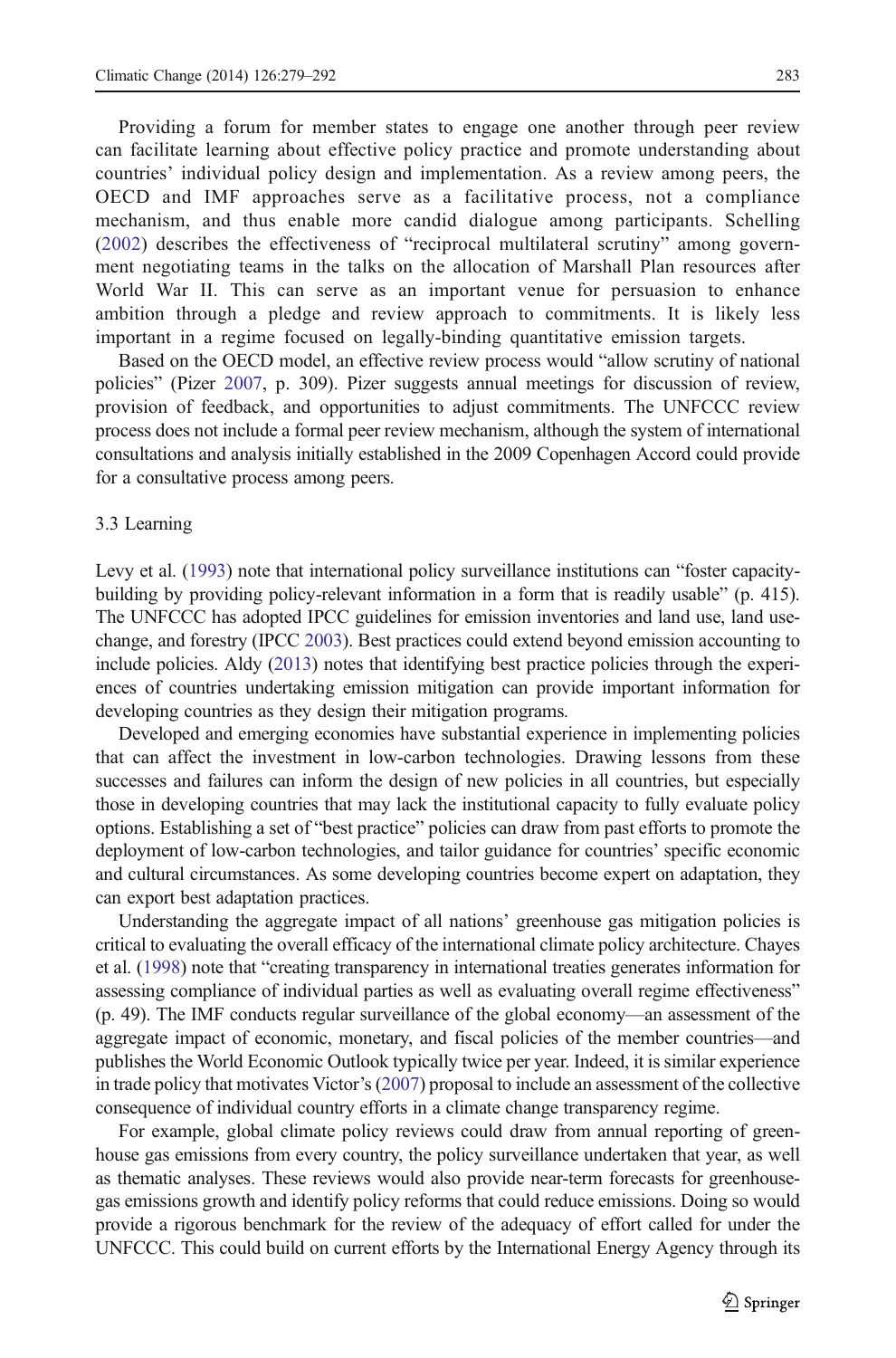Providing a forum for member states to engage one another through peer review can facilitate learning about effective policy practice and promote understanding about countries' individual policy design and implementation. As a review among peers, the OECD and IMF approaches serve as a facilitative process, not a compliance mechanism, and thus enable more candid dialogue among participants. Schelling (2002) describes the effectiveness of "reciprocal multilateral scrutiny" among government negotiating teams in the talks on the allocation of Marshall Plan resources after World War II. This can serve as an important venue for persuasion to enhance ambition through a pledge and review approach to commitments. It is likely less important in a regime focused on legally-binding quantitative emission targets.

Based on the OECD model, an effective review process would "allow scrutiny of national policies" (Pizer 2007, p. 309). Pizer suggests annual meetings for discussion of review, provision of feedback, and opportunities to adjust commitments. The UNFCCC review process does not include a formal peer review mechanism, although the system of international consultations and analysis initially established in the 2009 Copenhagen Accord could provide for a consultative process among peers.

### 3.3 Learning

Levy et al. (1993) note that international policy surveillance institutions can "foster capacity-building by providing policy-relevant information in a form that is readily usable" (p. 415). The UNFCCC has adopted IPCC guidelines for emission inventories and land use, land use-change, and forestry (IPCC 2003). Best practices could extend beyond emission accounting to include policies. Aldy (2013) notes that identifying best practice policies through the experiences of countries undertaking emission mitigation can provide important information for developing countries as they design their mitigation programs.

Developed and emerging economies have substantial experience in implementing policies that can affect the investment in low-carbon technologies. Drawing lessons from these successes and failures can inform the design of new policies in all countries, but especially those in developing countries that may lack the institutional capacity to fully evaluate policy options. Establishing a set of "best practice" policies can draw from past efforts to promote the deployment of low-carbon technologies, and tailor guidance for countries' specific economic and cultural circumstances. As some developing countries become expert on adaptation, they can export best adaptation practices.

Understanding the aggregate impact of all nations' greenhouse gas mitigation policies is critical to evaluating the overall efficacy of the international climate policy architecture. Chayes et al. (1998) note that "creating transparency in international treaties generates information for assessing compliance of individual parties as well as evaluating overall regime effectiveness" (p. 49). The IMF conducts regular surveillance of the global economy—an assessment of the aggregate impact of economic, monetary, and fiscal policies of the member countries—and publishes the World Economic Outlook typically twice per year. Indeed, it is similar experience in trade policy that motivates Victor's (2007) proposal to include an assessment of the collective consequence of individual country efforts in a climate change transparency regime.

For example, global climate policy reviews could draw from annual reporting of greenhouse gas emissions from every country, the policy surveillance undertaken that year, as well as thematic analyses. These reviews would also provide near-term forecasts for greenhouse-gas emissions growth and identify policy reforms that could reduce emissions. Doing so would provide a rigorous benchmark for the review of the adequacy of effort called for under the UNFCCC. This could build on current efforts by the International Energy Agency through its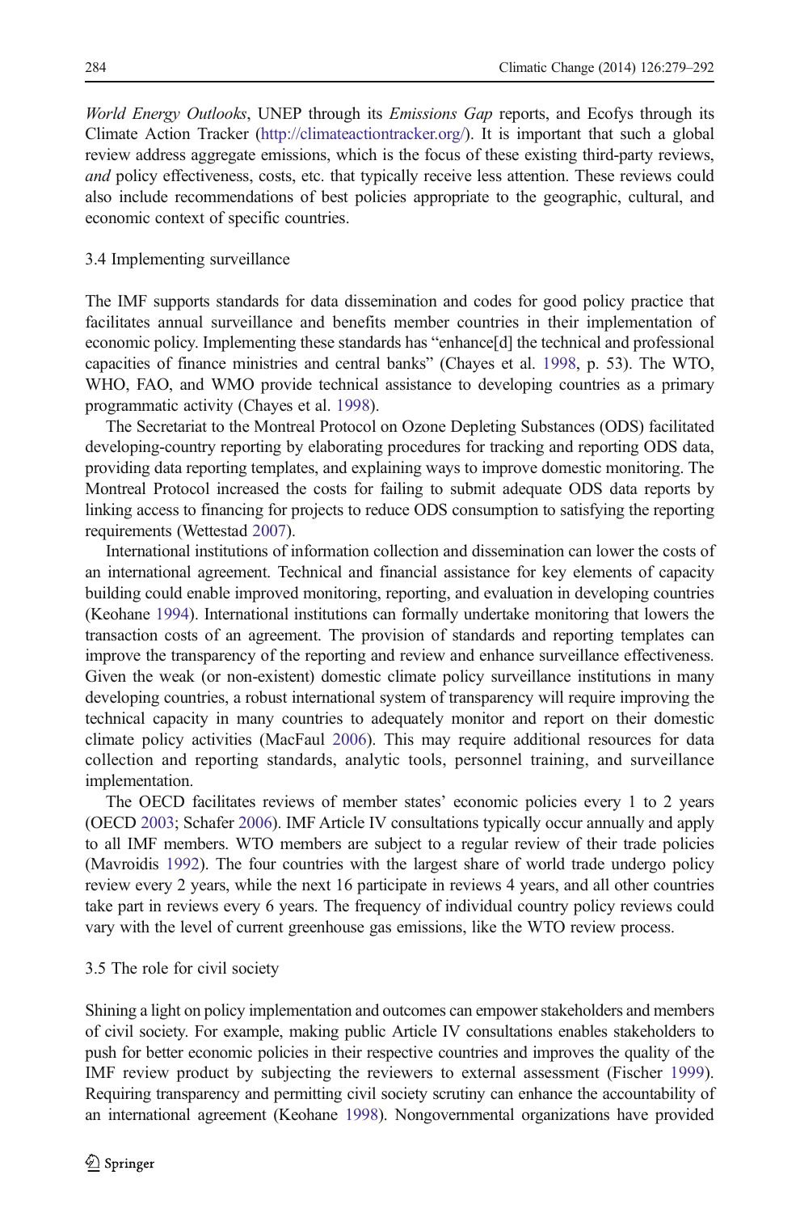*World Energy Outlooks*, UNEP through its *Emissions Gap* reports, and Ecofys through its Climate Action Tracker (http://climateactiontracker.org/). It is important that such a global review address aggregate emissions, which is the focus of these existing third-party reviews, *and* policy effectiveness, costs, etc. that typically receive less attention. These reviews could also include recommendations of best policies appropriate to the geographic, cultural, and economic context of specific countries.

### 3.4 Implementing surveillance

The IMF supports standards for data dissemination and codes for good policy practice that facilitates annual surveillance and benefits member countries in their implementation of economic policy. Implementing these standards has "enhance[d] the technical and professional capacities of finance ministries and central banks" (Chayes et al. 1998, p. 53). The WTO, WHO, FAO, and WMO provide technical assistance to developing countries as a primary programmatic activity (Chayes et al. 1998).

The Secretariat to the Montreal Protocol on Ozone Depleting Substances (ODS) facilitated developing-country reporting by elaborating procedures for tracking and reporting ODS data, providing data reporting templates, and explaining ways to improve domestic monitoring. The Montreal Protocol increased the costs for failing to submit adequate ODS data reports by linking access to financing for projects to reduce ODS consumption to satisfying the reporting requirements (Wettestad 2007).

International institutions of information collection and dissemination can lower the costs of an international agreement. Technical and financial assistance for key elements of capacity building could enable improved monitoring, reporting, and evaluation in developing countries (Keohane 1994). International institutions can formally undertake monitoring that lowers the transaction costs of an agreement. The provision of standards and reporting templates can improve the transparency of the reporting and review and enhance surveillance effectiveness. Given the weak (or non-existent) domestic climate policy surveillance institutions in many developing countries, a robust international system of transparency will require improving the technical capacity in many countries to adequately monitor and report on their domestic climate policy activities (MacFaul 2006). This may require additional resources for data collection and reporting standards, analytic tools, personnel training, and surveillance implementation.

The OECD facilitates reviews of member states' economic policies every 1 to 2 years (OECD 2003; Schafer 2006). IMF Article IV consultations typically occur annually and apply to all IMF members. WTO members are subject to a regular review of their trade policies (Mavroidis 1992). The four countries with the largest share of world trade undergo policy review every 2 years, while the next 16 participate in reviews 4 years, and all other countries take part in reviews every 6 years. The frequency of individual country policy reviews could vary with the level of current greenhouse gas emissions, like the WTO review process.

### 3.5 The role for civil society

Shining a light on policy implementation and outcomes can empower stakeholders and members of civil society. For example, making public Article IV consultations enables stakeholders to push for better economic policies in their respective countries and improves the quality of the IMF review product by subjecting the reviewers to external assessment (Fischer 1999). Requiring transparency and permitting civil society scrutiny can enhance the accountability of an international agreement (Keohane 1998). Nongovernmental organizations have provided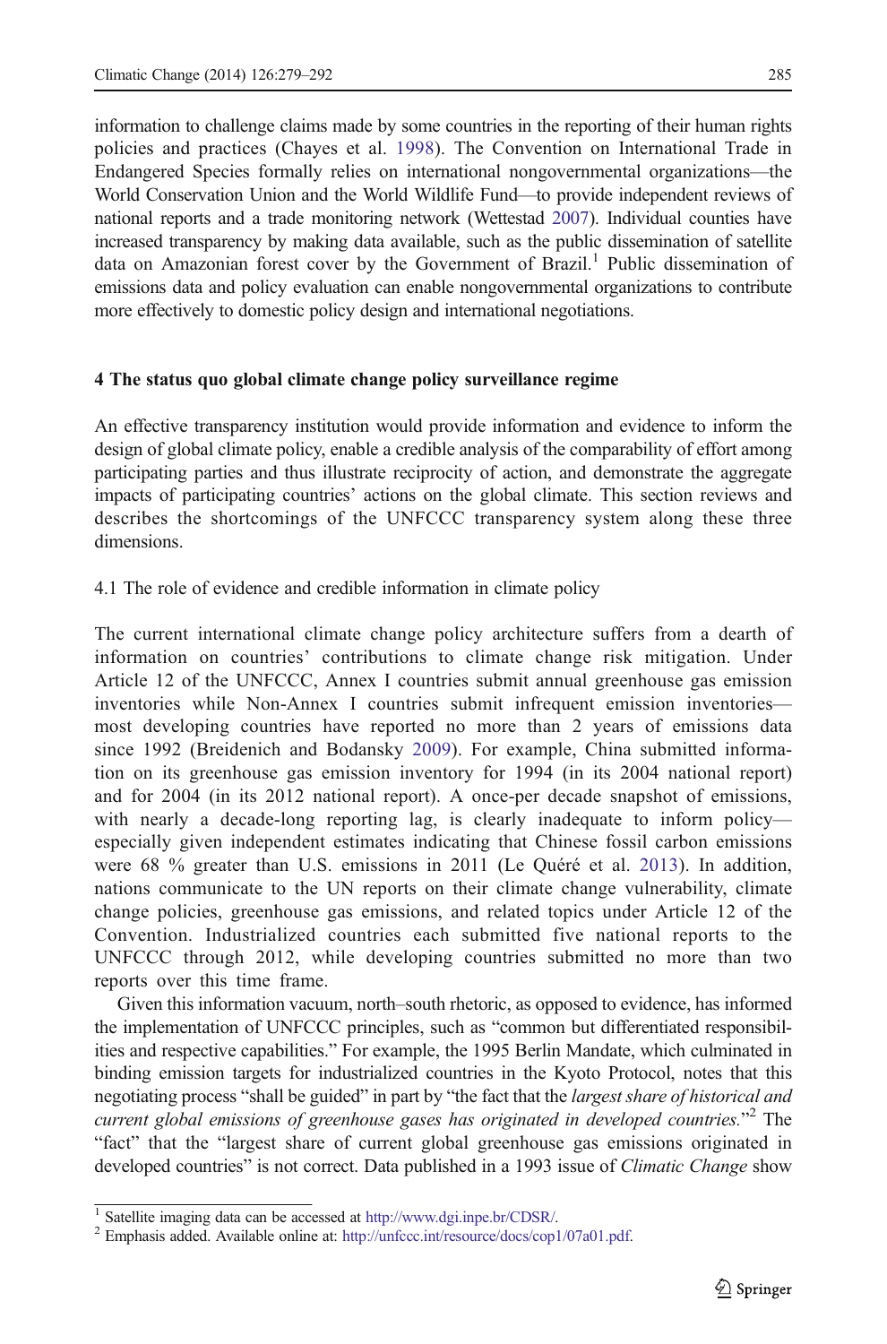information to challenge claims made by some countries in the reporting of their human rights policies and practices (Chayes et al. 1998). The Convention on International Trade in Endangered Species formally relies on international nongovernmental organizations—the World Conservation Union and the World Wildlife Fund—to provide independent reviews of national reports and a trade monitoring network (Wettestad 2007). Individual counties have increased transparency by making data available, such as the public dissemination of satellite data on Amazonian forest cover by the Government of Brazil.[1] Public dissemination of emissions data and policy evaluation can enable nongovernmental organizations to contribute more effectively to domestic policy design and international negotiations.

## 4 The status quo global climate change policy surveillance regime

An effective transparency institution would provide information and evidence to inform the design of global climate policy, enable a credible analysis of the comparability of effort among participating parties and thus illustrate reciprocity of action, and demonstrate the aggregate impacts of participating countries' actions on the global climate. This section reviews and describes the shortcomings of the UNFCCC transparency system along these three dimensions.

### 4.1 The role of evidence and credible information in climate policy

The current international climate change policy architecture suffers from a dearth of information on countries' contributions to climate change risk mitigation. Under Article 12 of the UNFCCC, Annex I countries submit annual greenhouse gas emission inventories while Non-Annex I countries submit infrequent emission inventories—most developing countries have reported no more than 2 years of emissions data since 1992 (Breidenich and Bodansky 2009). For example, China submitted information on its greenhouse gas emission inventory for 1994 (in its 2004 national report) and for 2004 (in its 2012 national report). A once-per decade snapshot of emissions, with nearly a decade-long reporting lag, is clearly inadequate to inform policy—especially given independent estimates indicating that Chinese fossil carbon emissions were 68 % greater than U.S. emissions in 2011 (Le Quéré et al. 2013). In addition, nations communicate to the UN reports on their climate change vulnerability, climate change policies, greenhouse gas emissions, and related topics under Article 12 of the Convention. Industrialized countries each submitted five national reports to the UNFCCC through 2012, while developing countries submitted no more than two reports over this time frame.

Given this information vacuum, north–south rhetoric, as opposed to evidence, has informed the implementation of UNFCCC principles, such as "common but differentiated responsibilities and respective capabilities." For example, the 1995 Berlin Mandate, which culminated in binding emission targets for industrialized countries in the Kyoto Protocol, notes that this negotiating process "shall be guided" in part by "the fact that the *largest share of historical and current global emissions of greenhouse gases has originated in developed countries.*"[2] The "fact" that the "largest share of current global greenhouse gas emissions originated in developed countries" is not correct. Data published in a 1993 issue of *Climatic Change* show

---

[1] Satellite imaging data can be accessed at http://www.dgi.inpe.br/CDSR/.

[2] Emphasis added. Available online at: http://unfccc.int/resource/docs/cop1/07a01.pdf.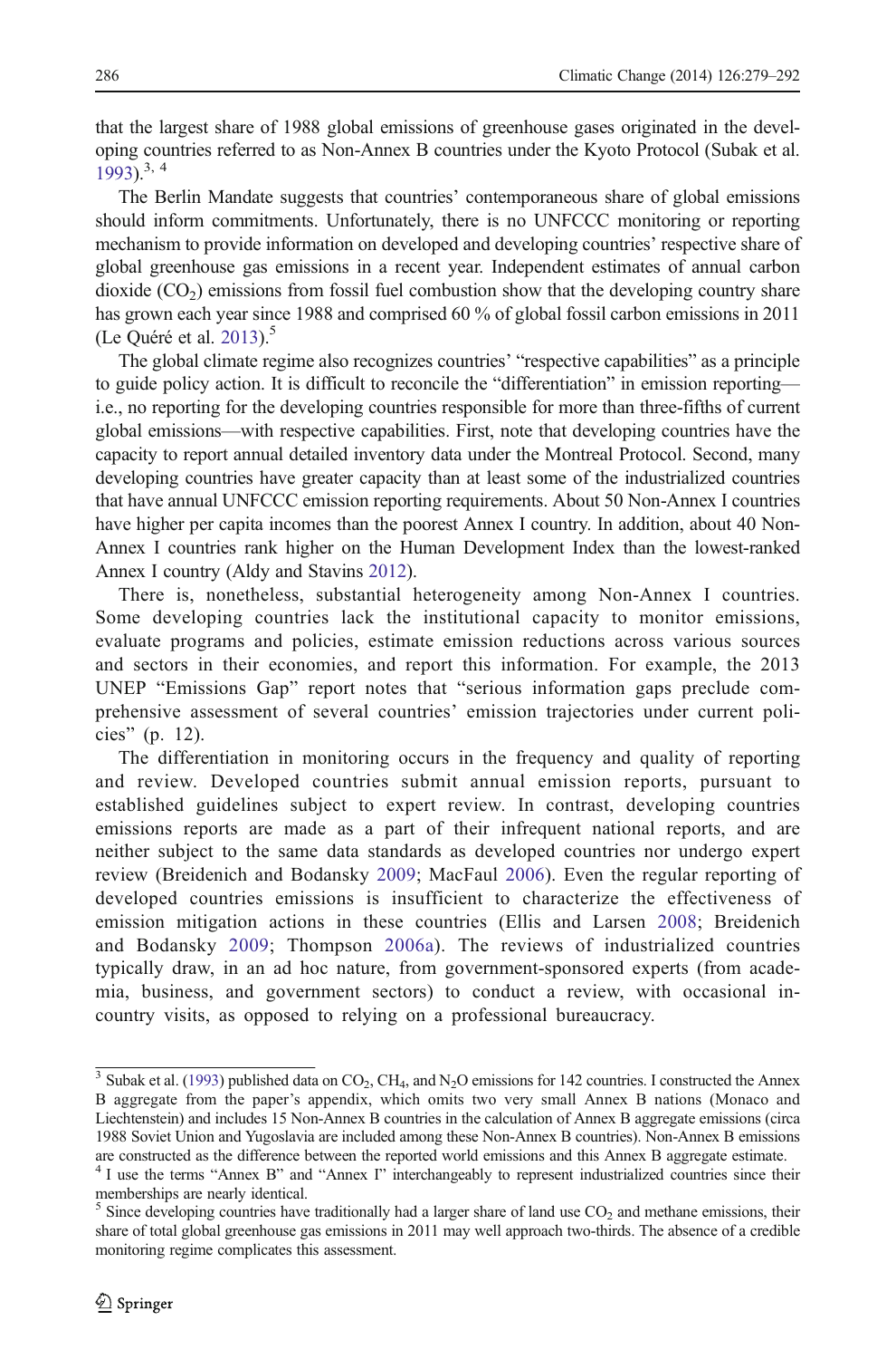that the largest share of 1988 global emissions of greenhouse gases originated in the developing countries referred to as Non-Annex B countries under the Kyoto Protocol (Subak et al. 1993).[3, 4]

The Berlin Mandate suggests that countries' contemporaneous share of global emissions should inform commitments. Unfortunately, there is no UNFCCC monitoring or reporting mechanism to provide information on developed and developing countries' respective share of global greenhouse gas emissions in a recent year. Independent estimates of annual carbon dioxide ($CO_2$) emissions from fossil fuel combustion show that the developing country share has grown each year since 1988 and comprised 60 % of global fossil carbon emissions in 2011 (Le Quéré et al. 2013).[5]

The global climate regime also recognizes countries' "respective capabilities" as a principle to guide policy action. It is difficult to reconcile the "differentiation" in emission reporting—i.e., no reporting for the developing countries responsible for more than three-fifths of current global emissions—with respective capabilities. First, note that developing countries have the capacity to report annual detailed inventory data under the Montreal Protocol. Second, many developing countries have greater capacity than at least some of the industrialized countries that have annual UNFCCC emission reporting requirements. About 50 Non-Annex I countries have higher per capita incomes than the poorest Annex I country. In addition, about 40 Non-Annex I countries rank higher on the Human Development Index than the lowest-ranked Annex I country (Aldy and Stavins 2012).

There is, nonetheless, substantial heterogeneity among Non-Annex I countries. Some developing countries lack the institutional capacity to monitor emissions, evaluate programs and policies, estimate emission reductions across various sources and sectors in their economies, and report this information. For example, the 2013 UNEP "Emissions Gap" report notes that "serious information gaps preclude comprehensive assessment of several countries' emission trajectories under current policies" (p. 12).

The differentiation in monitoring occurs in the frequency and quality of reporting and review. Developed countries submit annual emission reports, pursuant to established guidelines subject to expert review. In contrast, developing countries emissions reports are made as a part of their infrequent national reports, and are neither subject to the same data standards as developed countries nor undergo expert review (Breidenich and Bodansky 2009; MacFaul 2006). Even the regular reporting of developed countries emissions is insufficient to characterize the effectiveness of emission mitigation actions in these countries (Ellis and Larsen 2008; Breidenich and Bodansky 2009; Thompson 2006a). The reviews of industrialized countries typically draw, in an ad hoc nature, from government-sponsored experts (from academia, business, and government sectors) to conduct a review, with occasional in-country visits, as opposed to relying on a professional bureaucracy.

---

[3] Subak et al. (1993) published data on $CO_2$, $CH_4$, and $N_2O$ emissions for 142 countries. I constructed the Annex B aggregate from the paper's appendix, which omits two very small Annex B nations (Monaco and Liechtenstein) and includes 15 Non-Annex B countries in the calculation of Annex B aggregate emissions (circa 1988 Soviet Union and Yugoslavia are included among these Non-Annex B countries). Non-Annex B emissions are constructed as the difference between the reported world emissions and this Annex B aggregate estimate.

[4] I use the terms "Annex B" and "Annex I" interchangeably to represent industrialized countries since their memberships are nearly identical.

[5] Since developing countries have traditionally had a larger share of land use $CO_2$ and methane emissions, their share of total global greenhouse gas emissions in 2011 may well approach two-thirds. The absence of a credible monitoring regime complicates this assessment.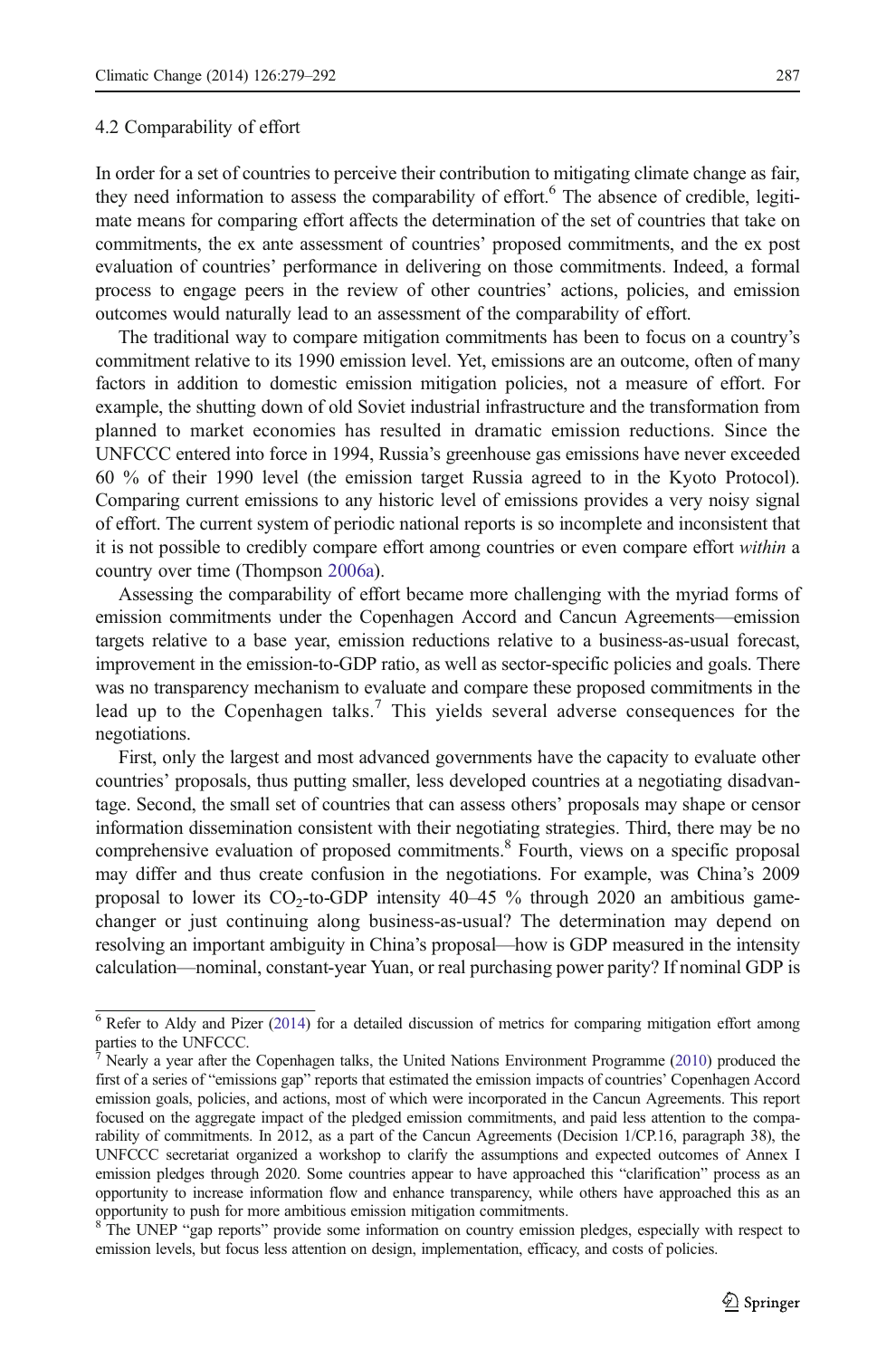### 4.2 Comparability of effort

In order for a set of countries to perceive their contribution to mitigating climate change as fair, they need information to assess the comparability of effort.[6] The absence of credible, legitimate means for comparing effort affects the determination of the set of countries that take on commitments, the ex ante assessment of countries' proposed commitments, and the ex post evaluation of countries' performance in delivering on those commitments. Indeed, a formal process to engage peers in the review of other countries' actions, policies, and emission outcomes would naturally lead to an assessment of the comparability of effort.

The traditional way to compare mitigation commitments has been to focus on a country's commitment relative to its 1990 emission level. Yet, emissions are an outcome, often of many factors in addition to domestic emission mitigation policies, not a measure of effort. For example, the shutting down of old Soviet industrial infrastructure and the transformation from planned to market economies has resulted in dramatic emission reductions. Since the UNFCCC entered into force in 1994, Russia's greenhouse gas emissions have never exceeded 60 % of their 1990 level (the emission target Russia agreed to in the Kyoto Protocol). Comparing current emissions to any historic level of emissions provides a very noisy signal of effort. The current system of periodic national reports is so incomplete and inconsistent that it is not possible to credibly compare effort among countries or even compare effort *within* a country over time (Thompson 2006a).

Assessing the comparability of effort became more challenging with the myriad forms of emission commitments under the Copenhagen Accord and Cancun Agreements—emission targets relative to a base year, emission reductions relative to a business-as-usual forecast, improvement in the emission-to-GDP ratio, as well as sector-specific policies and goals. There was no transparency mechanism to evaluate and compare these proposed commitments in the lead up to the Copenhagen talks.[7] This yields several adverse consequences for the negotiations.

First, only the largest and most advanced governments have the capacity to evaluate other countries' proposals, thus putting smaller, less developed countries at a negotiating disadvantage. Second, the small set of countries that can assess others' proposals may shape or censor information dissemination consistent with their negotiating strategies. Third, there may be no comprehensive evaluation of proposed commitments.[8] Fourth, views on a specific proposal may differ and thus create confusion in the negotiations. For example, was China's 2009 proposal to lower its $CO_2$-to-GDP intensity 40–45 % through 2020 an ambitious game-changer or just continuing along business-as-usual? The determination may depend on resolving an important ambiguity in China's proposal—how is GDP measured in the intensity calculation—nominal, constant-year Yuan, or real purchasing power parity? If nominal GDP is

---

[6] Refer to Aldy and Pizer (2014) for a detailed discussion of metrics for comparing mitigation effort among parties to the UNFCCC.

[7] Nearly a year after the Copenhagen talks, the United Nations Environment Programme (2010) produced the first of a series of "emissions gap" reports that estimated the emission impacts of countries' Copenhagen Accord emission goals, policies, and actions, most of which were incorporated in the Cancun Agreements. This report focused on the aggregate impact of the pledged emission commitments, and paid less attention to the comparability of commitments. In 2012, as a part of the Cancun Agreements (Decision 1/CP.16, paragraph 38), the UNFCCC secretariat organized a workshop to clarify the assumptions and expected outcomes of Annex I emission pledges through 2020. Some countries appear to have approached this "clarification" process as an opportunity to increase information flow and enhance transparency, while others have approached this as an opportunity to push for more ambitious emission mitigation commitments.

[8] The UNEP "gap reports" provide some information on country emission pledges, especially with respect to emission levels, but focus less attention on design, implementation, efficacy, and costs of policies.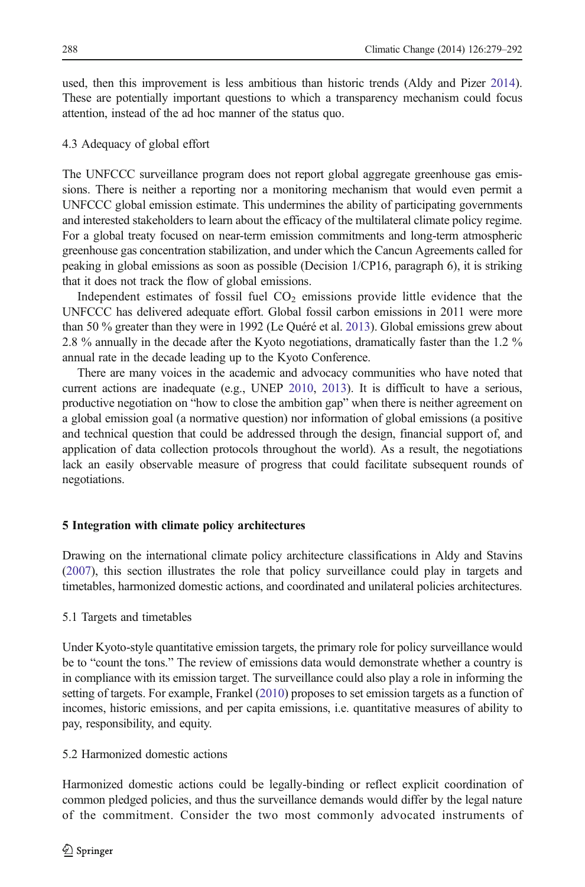used, then this improvement is less ambitious than historic trends (Aldy and Pizer 2014). These are potentially important questions to which a transparency mechanism could focus attention, instead of the ad hoc manner of the status quo.

### 4.3 Adequacy of global effort

The UNFCCC surveillance program does not report global aggregate greenhouse gas emissions. There is neither a reporting nor a monitoring mechanism that would even permit a UNFCCC global emission estimate. This undermines the ability of participating governments and interested stakeholders to learn about the efficacy of the multilateral climate policy regime. For a global treaty focused on near-term emission commitments and long-term atmospheric greenhouse gas concentration stabilization, and under which the Cancun Agreements called for peaking in global emissions as soon as possible (Decision 1/CP16, paragraph 6), it is striking that it does not track the flow of global emissions.

Independent estimates of fossil fuel $CO_2$ emissions provide little evidence that the UNFCCC has delivered adequate effort. Global fossil carbon emissions in 2011 were more than 50 % greater than they were in 1992 (Le Quéré et al. 2013). Global emissions grew about 2.8 % annually in the decade after the Kyoto negotiations, dramatically faster than the 1.2 % annual rate in the decade leading up to the Kyoto Conference.

There are many voices in the academic and advocacy communities who have noted that current actions are inadequate (e.g., UNEP 2010, 2013). It is difficult to have a serious, productive negotiation on "how to close the ambition gap" when there is neither agreement on a global emission goal (a normative question) nor information of global emissions (a positive and technical question that could be addressed through the design, financial support of, and application of data collection protocols throughout the world). As a result, the negotiations lack an easily observable measure of progress that could facilitate subsequent rounds of negotiations.

## 5 Integration with climate policy architectures

Drawing on the international climate policy architecture classifications in Aldy and Stavins (2007), this section illustrates the role that policy surveillance could play in targets and timetables, harmonized domestic actions, and coordinated and unilateral policies architectures.

### 5.1 Targets and timetables

Under Kyoto-style quantitative emission targets, the primary role for policy surveillance would be to "count the tons." The review of emissions data would demonstrate whether a country is in compliance with its emission target. The surveillance could also play a role in informing the setting of targets. For example, Frankel (2010) proposes to set emission targets as a function of incomes, historic emissions, and per capita emissions, i.e. quantitative measures of ability to pay, responsibility, and equity.

### 5.2 Harmonized domestic actions

Harmonized domestic actions could be legally-binding or reflect explicit coordination of common pledged policies, and thus the surveillance demands would differ by the legal nature of the commitment. Consider the two most commonly advocated instruments of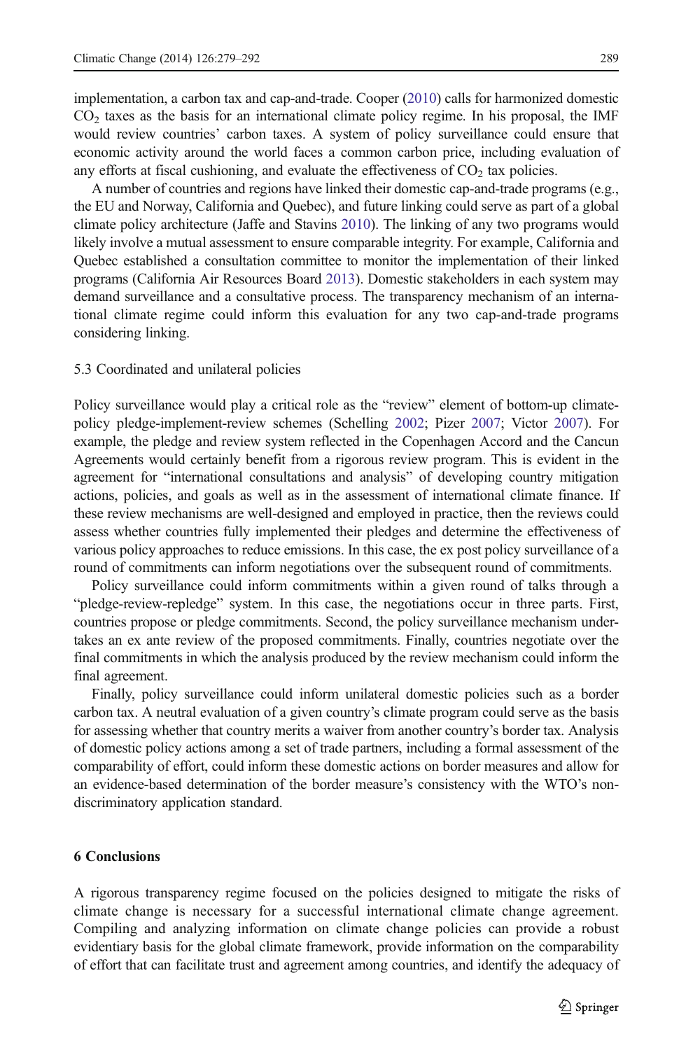implementation, a carbon tax and cap-and-trade. Cooper (2010) calls for harmonized domestic $CO_2$ taxes as the basis for an international climate policy regime. In his proposal, the IMF would review countries' carbon taxes. A system of policy surveillance could ensure that economic activity around the world faces a common carbon price, including evaluation of any efforts at fiscal cushioning, and evaluate the effectiveness of $CO_2$ tax policies.

A number of countries and regions have linked their domestic cap-and-trade programs (e.g., the EU and Norway, California and Quebec), and future linking could serve as part of a global climate policy architecture (Jaffe and Stavins 2010). The linking of any two programs would likely involve a mutual assessment to ensure comparable integrity. For example, California and Quebec established a consultation committee to monitor the implementation of their linked programs (California Air Resources Board 2013). Domestic stakeholders in each system may demand surveillance and a consultative process. The transparency mechanism of an international climate regime could inform this evaluation for any two cap-and-trade programs considering linking.

### 5.3 Coordinated and unilateral policies

Policy surveillance would play a critical role as the "review" element of bottom-up climate-policy pledge-implement-review schemes (Schelling 2002; Pizer 2007; Victor 2007). For example, the pledge and review system reflected in the Copenhagen Accord and the Cancun Agreements would certainly benefit from a rigorous review program. This is evident in the agreement for "international consultations and analysis" of developing country mitigation actions, policies, and goals as well as in the assessment of international climate finance. If these review mechanisms are well-designed and employed in practice, then the reviews could assess whether countries fully implemented their pledges and determine the effectiveness of various policy approaches to reduce emissions. In this case, the ex post policy surveillance of a round of commitments can inform negotiations over the subsequent round of commitments.

Policy surveillance could inform commitments within a given round of talks through a "pledge-review-repledge" system. In this case, the negotiations occur in three parts. First, countries propose or pledge commitments. Second, the policy surveillance mechanism undertakes an ex ante review of the proposed commitments. Finally, countries negotiate over the final commitments in which the analysis produced by the review mechanism could inform the final agreement.

Finally, policy surveillance could inform unilateral domestic policies such as a border carbon tax. A neutral evaluation of a given country's climate program could serve as the basis for assessing whether that country merits a waiver from another country's border tax. Analysis of domestic policy actions among a set of trade partners, including a formal assessment of the comparability of effort, could inform these domestic actions on border measures and allow for an evidence-based determination of the border measure's consistency with the WTO's non-discriminatory application standard.

## 6 Conclusions

A rigorous transparency regime focused on the policies designed to mitigate the risks of climate change is necessary for a successful international climate change agreement. Compiling and analyzing information on climate change policies can provide a robust evidentiary basis for the global climate framework, provide information on the comparability of effort that can facilitate trust and agreement among countries, and identify the adequacy of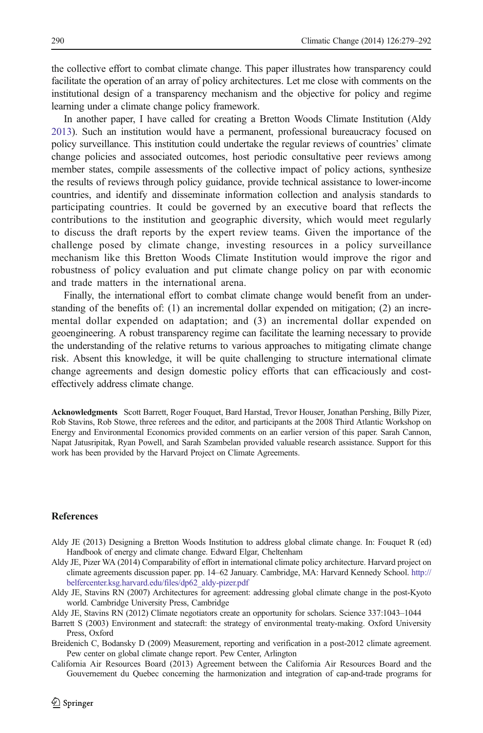the collective effort to combat climate change. This paper illustrates how transparency could facilitate the operation of an array of policy architectures. Let me close with comments on the institutional design of a transparency mechanism and the objective for policy and regime learning under a climate change policy framework.

In another paper, I have called for creating a Bretton Woods Climate Institution (Aldy 2013). Such an institution would have a permanent, professional bureaucracy focused on policy surveillance. This institution could undertake the regular reviews of countries' climate change policies and associated outcomes, host periodic consultative peer reviews among member states, compile assessments of the collective impact of policy actions, synthesize the results of reviews through policy guidance, provide technical assistance to lower-income countries, and identify and disseminate information collection and analysis standards to participating countries. It could be governed by an executive board that reflects the contributions to the institution and geographic diversity, which would meet regularly to discuss the draft reports by the expert review teams. Given the importance of the challenge posed by climate change, investing resources in a policy surveillance mechanism like this Bretton Woods Climate Institution would improve the rigor and robustness of policy evaluation and put climate change policy on par with economic and trade matters in the international arena.

Finally, the international effort to combat climate change would benefit from an understanding of the benefits of: (1) an incremental dollar expended on mitigation; (2) an incremental dollar expended on adaptation; and (3) an incremental dollar expended on geoengineering. A robust transparency regime can facilitate the learning necessary to provide the understanding of the relative returns to various approaches to mitigating climate change risk. Absent this knowledge, it will be quite challenging to structure international climate change agreements and design domestic policy efforts that can efficaciously and cost-effectively address climate change.

**Acknowledgments** Scott Barrett, Roger Fouquet, Bard Harstad, Trevor Houser, Jonathan Pershing, Billy Pizer, Rob Stavins, Rob Stowe, three referees and the editor, and participants at the 2008 Third Atlantic Workshop on Energy and Environmental Economics provided comments on an earlier version of this paper. Sarah Cannon, Napat Jatusripitak, Ryan Powell, and Sarah Szambelan provided valuable research assistance. Support for this work has been provided by the Harvard Project on Climate Agreements.

## References

Aldy JE (2013) Designing a Bretton Woods Institution to address global climate change. In: Fouquet R (ed) Handbook of energy and climate change. Edward Elgar, Cheltenham

Aldy JE, Pizer WA (2014) Comparability of effort in international climate policy architecture. Harvard project on climate agreements discussion paper. pp. 14–62 January. Cambridge, MA: Harvard Kennedy School. http://belfercenter.ksg.harvard.edu/files/dp62_aldy-pizer.pdf

Aldy JE, Stavins RN (2007) Architectures for agreement: addressing global climate change in the post-Kyoto world. Cambridge University Press, Cambridge

Aldy JE, Stavins RN (2012) Climate negotiators create an opportunity for scholars. Science 337:1043–1044

Barrett S (2003) Environment and statecraft: the strategy of environmental treaty-making. Oxford University Press, Oxford

Breidenich C, Bodansky D (2009) Measurement, reporting and verification in a post-2012 climate agreement. Pew center on global climate change report. Pew Center, Arlington

California Air Resources Board (2013) Agreement between the California Air Resources Board and the Gouvernement du Quebec concerning the harmonization and integration of cap-and-trade programs for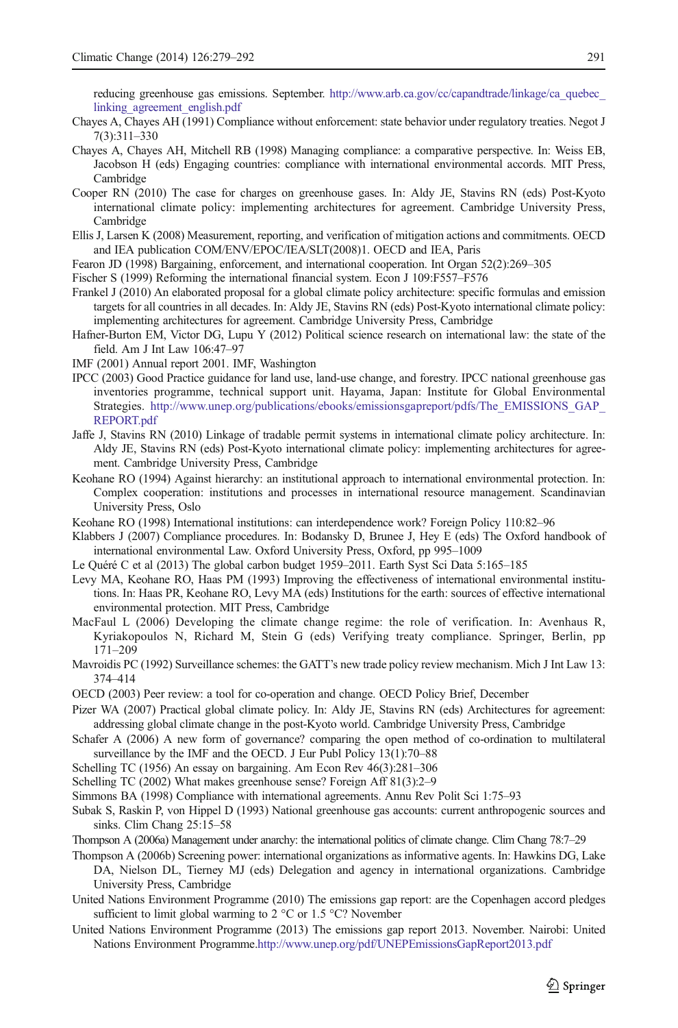reducing greenhouse gas emissions. September. http://www.arb.ca.gov/cc/capandtrade/linkage/ca_quebec_linking_agreement_english.pdf

Chayes A, Chayes AH (1991) Compliance without enforcement: state behavior under regulatory treaties. Negot J 7(3):311–330

Chayes A, Chayes AH, Mitchell RB (1998) Managing compliance: a comparative perspective. In: Weiss EB, Jacobson H (eds) Engaging countries: compliance with international environmental accords. MIT Press, Cambridge

Cooper RN (2010) The case for charges on greenhouse gases. In: Aldy JE, Stavins RN (eds) Post-Kyoto international climate policy: implementing architectures for agreement. Cambridge University Press, Cambridge

Ellis J, Larsen K (2008) Measurement, reporting, and verification of mitigation actions and commitments. OECD and IEA publication COM/ENV/EPOC/IEA/SLT(2008)1. OECD and IEA, Paris

Fearon JD (1998) Bargaining, enforcement, and international cooperation. Int Organ 52(2):269–305

Fischer S (1999) Reforming the international financial system. Econ J 109:F557–F576

Frankel J (2010) An elaborated proposal for a global climate policy architecture: specific formulas and emission targets for all countries in all decades. In: Aldy JE, Stavins RN (eds) Post-Kyoto international climate policy: implementing architectures for agreement. Cambridge University Press, Cambridge

Hafner-Burton EM, Victor DG, Lupu Y (2012) Political science research on international law: the state of the field. Am J Int Law 106:47–97

IMF (2001) Annual report 2001. IMF, Washington

IPCC (2003) Good Practice guidance for land use, land-use change, and forestry. IPCC national greenhouse gas inventories programme, technical support unit. Hayama, Japan: Institute for Global Environmental Strategies. http://www.unep.org/publications/ebooks/emissionsgapreport/pdfs/The_EMISSIONS_GAP_REPORT.pdf

Jaffe J, Stavins RN (2010) Linkage of tradable permit systems in international climate policy architecture. In: Aldy JE, Stavins RN (eds) Post-Kyoto international climate policy: implementing architectures for agreement. Cambridge University Press, Cambridge

Keohane RO (1994) Against hierarchy: an institutional approach to international environmental protection. In: Complex cooperation: institutions and processes in international resource management. Scandinavian University Press, Oslo

Keohane RO (1998) International institutions: can interdependence work? Foreign Policy 110:82–96

Klabbers J (2007) Compliance procedures. In: Bodansky D, Brunee J, Hey E (eds) The Oxford handbook of international environmental Law. Oxford University Press, Oxford, pp 995–1009

Le Quéré C et al (2013) The global carbon budget 1959–2011. Earth Syst Sci Data 5:165–185

Levy MA, Keohane RO, Haas PM (1993) Improving the effectiveness of international environmental institutions. In: Haas PR, Keohane RO, Levy MA (eds) Institutions for the earth: sources of effective international environmental protection. MIT Press, Cambridge

MacFaul L (2006) Developing the climate change regime: the role of verification. In: Avenhaus R, Kyriakopoulos N, Richard M, Stein G (eds) Verifying treaty compliance. Springer, Berlin, pp 171–209

Mavroidis PC (1992) Surveillance schemes: the GATT's new trade policy review mechanism. Mich J Int Law 13: 374–414

OECD (2003) Peer review: a tool for co-operation and change. OECD Policy Brief, December

Pizer WA (2007) Practical global climate policy. In: Aldy JE, Stavins RN (eds) Architectures for agreement: addressing global climate change in the post-Kyoto world. Cambridge University Press, Cambridge

Schafer A (2006) A new form of governance? comparing the open method of co-ordination to multilateral surveillance by the IMF and the OECD. J Eur Publ Policy 13(1):70–88

Schelling TC (1956) An essay on bargaining. Am Econ Rev 46(3):281–306

Schelling TC (2002) What makes greenhouse sense? Foreign Aff 81(3):2–9

Simmons BA (1998) Compliance with international agreements. Annu Rev Polit Sci 1:75–93

Subak S, Raskin P, von Hippel D (1993) National greenhouse gas accounts: current anthropogenic sources and sinks. Clim Chang 25:15–58

Thompson A (2006a) Management under anarchy: the international politics of climate change. Clim Chang 78:7–29

Thompson A (2006b) Screening power: international organizations as informative agents. In: Hawkins DG, Lake DA, Nielson DL, Tierney MJ (eds) Delegation and agency in international organizations. Cambridge University Press, Cambridge

United Nations Environment Programme (2010) The emissions gap report: are the Copenhagen accord pledges sufficient to limit global warming to 2 °C or 1.5 °C? November

United Nations Environment Programme (2013) The emissions gap report 2013. November. Nairobi: United Nations Environment Programme.http://www.unep.org/pdf/UNEPEmissionsGapReport2013.pdf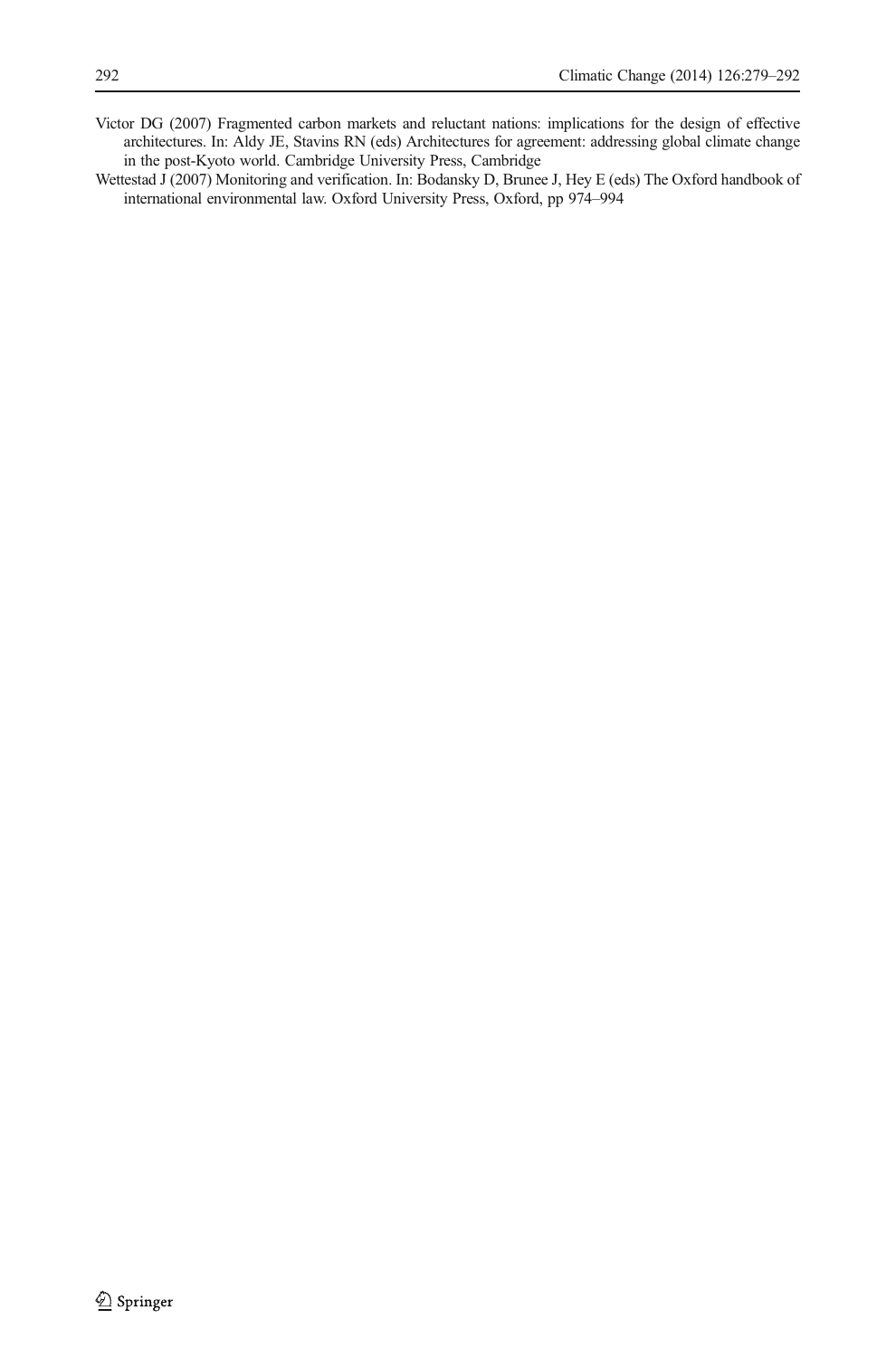Victor DG (2007) Fragmented carbon markets and reluctant nations: implications for the design of effective architectures. In: Aldy JE, Stavins RN (eds) Architectures for agreement: addressing global climate change in the post-Kyoto world. Cambridge University Press, Cambridge

Wettestad J (2007) Monitoring and verification. In: Bodansky D, Brunee J, Hey E (eds) The Oxford handbook of international environmental law. Oxford University Press, Oxford, pp 974–994